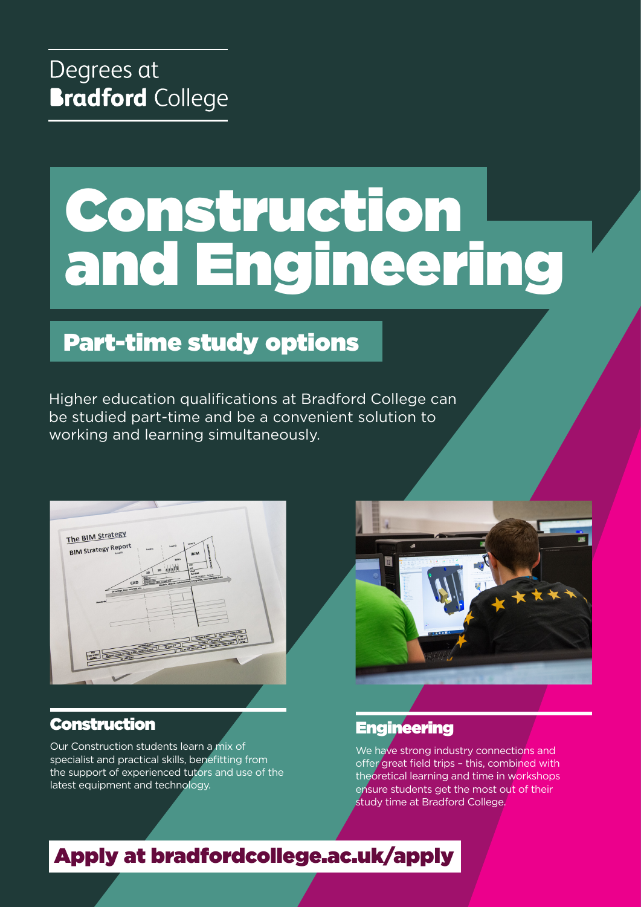Degrees at
**Bradford** College

# Construction and Engineering

## Part-time study options

Higher education qualifications at Bradford College can be studied part-time and be a convenient solution to working and learning simultaneously.

### Construction

Our Construction students learn a mix of specialist and practical skills, benefitting from the support of experienced tutors and use of the latest equipment and technology.

### Engineering

We have strong industry connections and offer great field trips – this, combined with theoretical learning and time in workshops ensure students get the most out of their study time at Bradford College.

## Apply at bradfordcollege.ac.uk/apply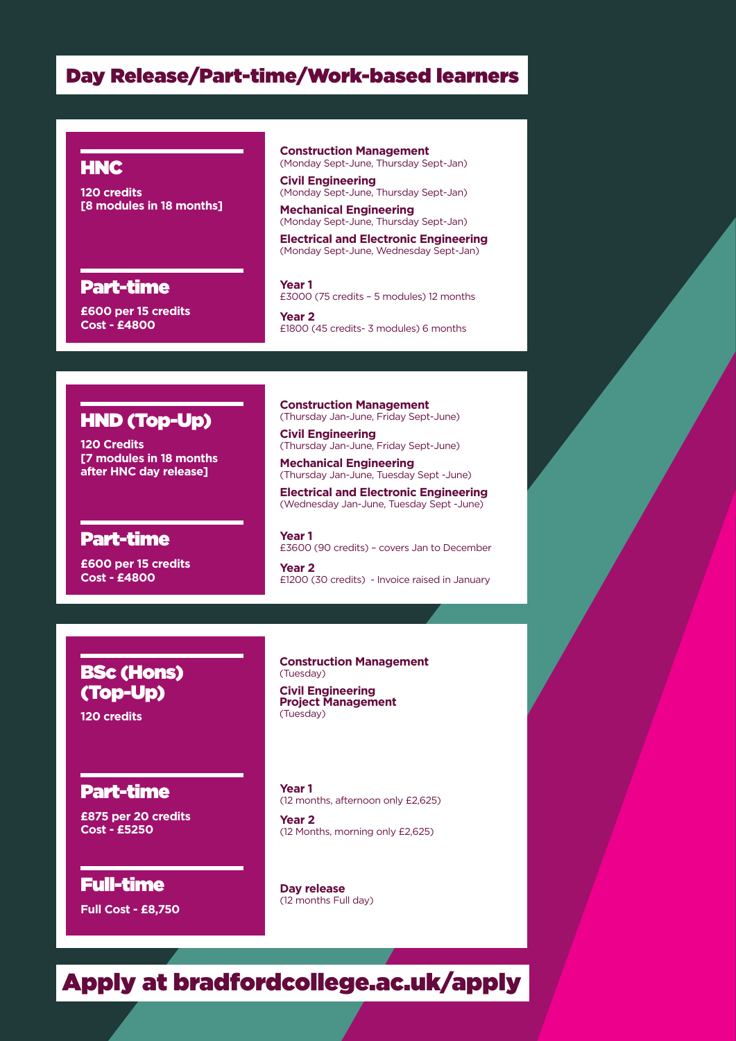# Day Release/Part-time/Work-based learners

## HNC

**120 credits**
**[8 modules in 18 months]**

**Construction Management**
(Monday Sept-June, Thursday Sept-Jan)

**Civil Engineering**
(Monday Sept-June, Thursday Sept-Jan)

**Mechanical Engineering**
(Monday Sept-June, Thursday Sept-Jan)

**Electrical and Electronic Engineering**
(Monday Sept-June, Wednesday Sept-Jan)

### Part-time

**£600 per 15 credits**
**Cost - £4800**

**Year 1**
£3000 (75 credits – 5 modules) 12 months

**Year 2**
£1800 (45 credits- 3 modules) 6 months

## HND (Top-Up)

**120 Credits**
**[7 modules in 18 months after HNC day release]**

**Construction Management**
(Thursday Jan-June, Friday Sept-June)

**Civil Engineering**
(Thursday Jan-June, Friday Sept-June)

**Mechanical Engineering**
(Thursday Jan-June, Tuesday Sept -June)

**Electrical and Electronic Engineering**
(Wednesday Jan-June, Tuesday Sept -June)

### Part-time

**£600 per 15 credits**
**Cost - £4800**

**Year 1**
£3600 (90 credits) – covers Jan to December

**Year 2**
£1200 (30 credits) - Invoice raised in January

## BSc (Hons) (Top-Up)

**120 credits**

**Construction Management**
(Tuesday)

**Civil Engineering Project Management**
(Tuesday)

### Part-time

**£875 per 20 credits**
**Cost - £5250**

**Year 1**
(12 months, afternoon only £2,625)

**Year 2**
(12 Months, morning only £2,625)

### Full-time

**Full Cost - £8,750**

**Day release**
(12 months Full day)

# Apply at bradfordcollege.ac.uk/apply